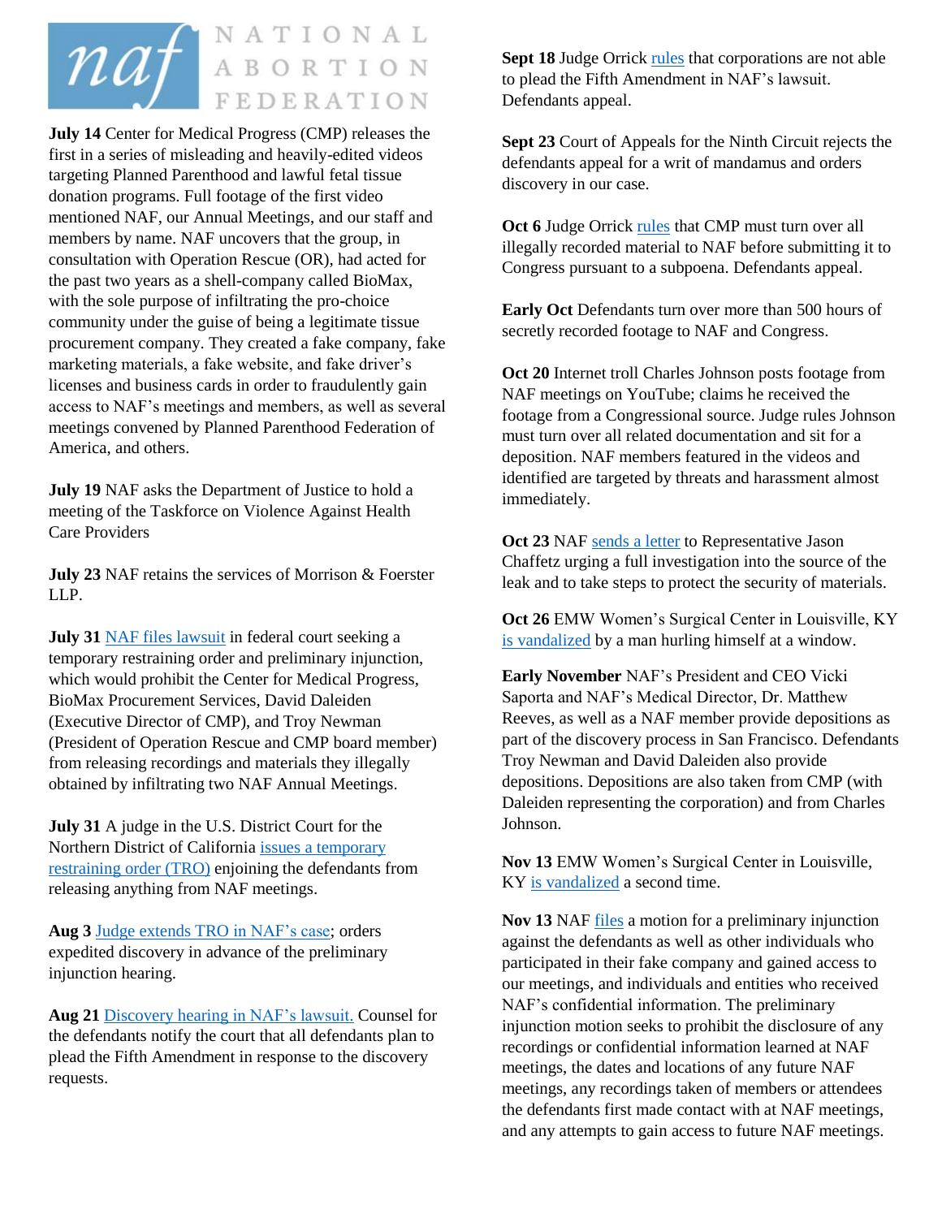# NATIONAL ABORTION FEDERATION

**July 14** Center for Medical Progress (CMP) releases the first in a series of misleading and heavily-edited videos targeting Planned Parenthood and lawful fetal tissue donation programs. Full footage of the first video mentioned NAF, our Annual Meetings, and our staff and members by name. NAF uncovers that the group, in consultation with Operation Rescue (OR), had acted for the past two years as a shell-company called BioMax, with the sole purpose of infiltrating the pro-choice community under the guise of being a legitimate tissue procurement company. They created a fake company, fake marketing materials, a fake website, and fake driver's licenses and business cards in order to fraudulently gain access to NAF's meetings and members, as well as several meetings convened by Planned Parenthood Federation of America, and others.

**July 19** NAF asks the Department of Justice to hold a meeting of the Taskforce on Violence Against Health Care Providers

**July 23** NAF retains the services of Morrison & Foerster LLP.

**July 31** NAF files lawsuit in federal court seeking a temporary restraining order and preliminary injunction, which would prohibit the Center for Medical Progress, BioMax Procurement Services, David Daleiden (Executive Director of CMP), and Troy Newman (President of Operation Rescue and CMP board member) from releasing recordings and materials they illegally obtained by infiltrating two NAF Annual Meetings.

**July 31** A judge in the U.S. District Court for the Northern District of California issues a temporary restraining order (TRO) enjoining the defendants from releasing anything from NAF meetings.

**Aug 3** Judge extends TRO in NAF's case; orders expedited discovery in advance of the preliminary injunction hearing.

**Aug 21** Discovery hearing in NAF's lawsuit. Counsel for the defendants notify the court that all defendants plan to plead the Fifth Amendment in response to the discovery requests.

**Sept 18** Judge Orrick rules that corporations are not able to plead the Fifth Amendment in NAF's lawsuit. Defendants appeal.

**Sept 23** Court of Appeals for the Ninth Circuit rejects the defendants appeal for a writ of mandamus and orders discovery in our case.

**Oct 6** Judge Orrick rules that CMP must turn over all illegally recorded material to NAF before submitting it to Congress pursuant to a subpoena. Defendants appeal.

**Early Oct** Defendants turn over more than 500 hours of secretly recorded footage to NAF and Congress.

**Oct 20** Internet troll Charles Johnson posts footage from NAF meetings on YouTube; claims he received the footage from a Congressional source. Judge rules Johnson must turn over all related documentation and sit for a deposition. NAF members featured in the videos and identified are targeted by threats and harassment almost immediately.

**Oct 23** NAF sends a letter to Representative Jason Chaffetz urging a full investigation into the source of the leak and to take steps to protect the security of materials.

**Oct 26** EMW Women's Surgical Center in Louisville, KY is vandalized by a man hurling himself at a window.

**Early November** NAF's President and CEO Vicki Saporta and NAF's Medical Director, Dr. Matthew Reeves, as well as a NAF member provide depositions as part of the discovery process in San Francisco. Defendants Troy Newman and David Daleiden also provide depositions. Depositions are also taken from CMP (with Daleiden representing the corporation) and from Charles Johnson.

**Nov 13** EMW Women's Surgical Center in Louisville, KY is vandalized a second time.

**Nov 13** NAF files a motion for a preliminary injunction against the defendants as well as other individuals who participated in their fake company and gained access to our meetings, and individuals and entities who received NAF's confidential information. The preliminary injunction motion seeks to prohibit the disclosure of any recordings or confidential information learned at NAF meetings, the dates and locations of any future NAF meetings, any recordings taken of members or attendees the defendants first made contact with at NAF meetings, and any attempts to gain access to future NAF meetings.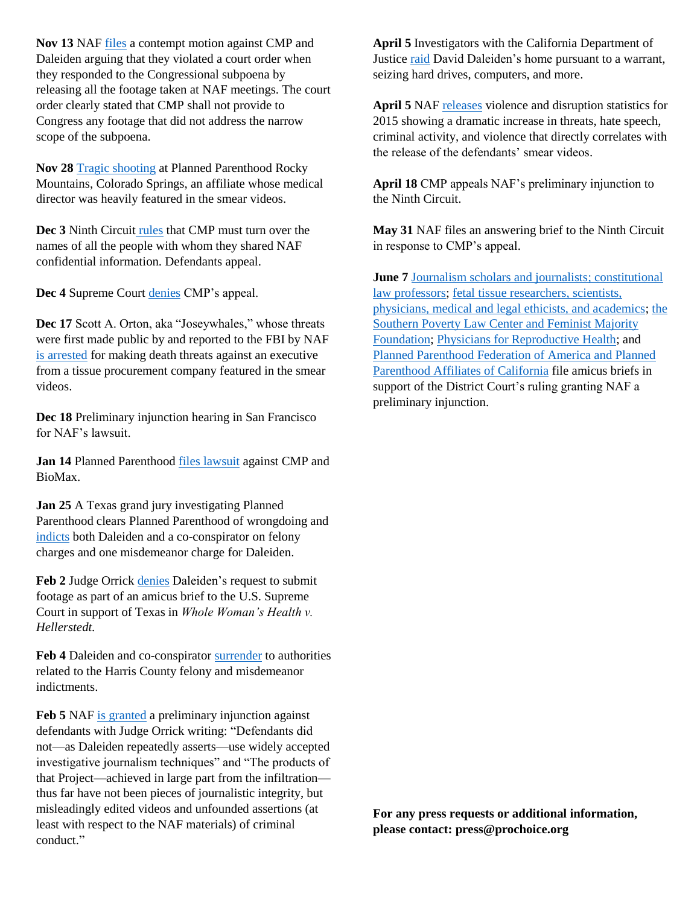**Nov 13** NAF files a contempt motion against CMP and Daleiden arguing that they violated a court order when they responded to the Congressional subpoena by releasing all the footage taken at NAF meetings. The court order clearly stated that CMP shall not provide to Congress any footage that did not address the narrow scope of the subpoena.

**Nov 28** Tragic shooting at Planned Parenthood Rocky Mountains, Colorado Springs, an affiliate whose medical director was heavily featured in the smear videos.

**Dec 3** Ninth Circuit rules that CMP must turn over the names of all the people with whom they shared NAF confidential information. Defendants appeal.

**Dec 4** Supreme Court denies CMP's appeal.

**Dec 17** Scott A. Orton, aka "Joseywhales," whose threats were first made public by and reported to the FBI by NAF is arrested for making death threats against an executive from a tissue procurement company featured in the smear videos.

**Dec 18** Preliminary injunction hearing in San Francisco for NAF's lawsuit.

**Jan 14** Planned Parenthood files lawsuit against CMP and BioMax.

**Jan 25** A Texas grand jury investigating Planned Parenthood clears Planned Parenthood of wrongdoing and indicts both Daleiden and a co-conspirator on felony charges and one misdemeanor charge for Daleiden.

**Feb 2** Judge Orrick denies Daleiden's request to submit footage as part of an amicus brief to the U.S. Supreme Court in support of Texas in *Whole Woman's Health v. Hellerstedt.*

**Feb 4** Daleiden and co-conspirator surrender to authorities related to the Harris County felony and misdemeanor indictments.

**Feb 5** NAF is granted a preliminary injunction against defendants with Judge Orrick writing: "Defendants did not—as Daleiden repeatedly asserts—use widely accepted investigative journalism techniques" and "The products of that Project—achieved in large part from the infiltration—thus far have not been pieces of journalistic integrity, but misleadingly edited videos and unfounded assertions (at least with respect to the NAF materials) of criminal conduct."

**April 5** Investigators with the California Department of Justice raid David Daleiden's home pursuant to a warrant, seizing hard drives, computers, and more.

**April 5** NAF releases violence and disruption statistics for 2015 showing a dramatic increase in threats, hate speech, criminal activity, and violence that directly correlates with the release of the defendants' smear videos.

**April 18** CMP appeals NAF's preliminary injunction to the Ninth Circuit.

**May 31** NAF files an answering brief to the Ninth Circuit in response to CMP's appeal.

**June 7** Journalism scholars and journalists; constitutional law professors; fetal tissue researchers, scientists, physicians, medical and legal ethicists, and academics; the Southern Poverty Law Center and Feminist Majority Foundation; Physicians for Reproductive Health; and Planned Parenthood Federation of America and Planned Parenthood Affiliates of California file amicus briefs in support of the District Court's ruling granting NAF a preliminary injunction.

**For any press requests or additional information, please contact: press@prochoice.org**